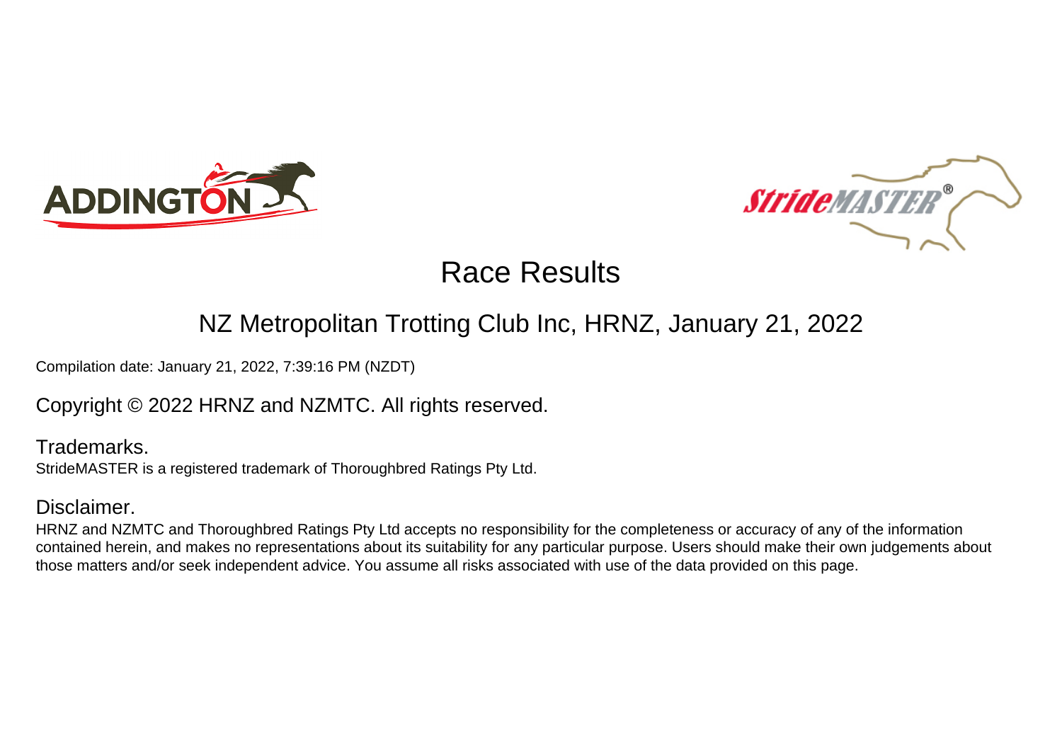# Race Results

## NZ Metropolitan Trotting Club Inc, HRNZ, January 21, 2022

Compilation date: January 21, 2022, 7:39:16 PM (NZDT)

Copyright © 2022 HRNZ and NZMTC. All rights reserved.

Trademarks.

StrideMASTER is a registered trademark of Thoroughbred Ratings Pty Ltd.

Disclaimer.

HRNZ and NZMTC and Thoroughbred Ratings Pty Ltd accepts no responsibility for the completeness or accuracy of any of the information contained herein, and makes no representations about its suitability for any particular purpose. Users should make their own judgements about those matters and/or seek independent advice. You assume all risks associated with use of the data provided on this page.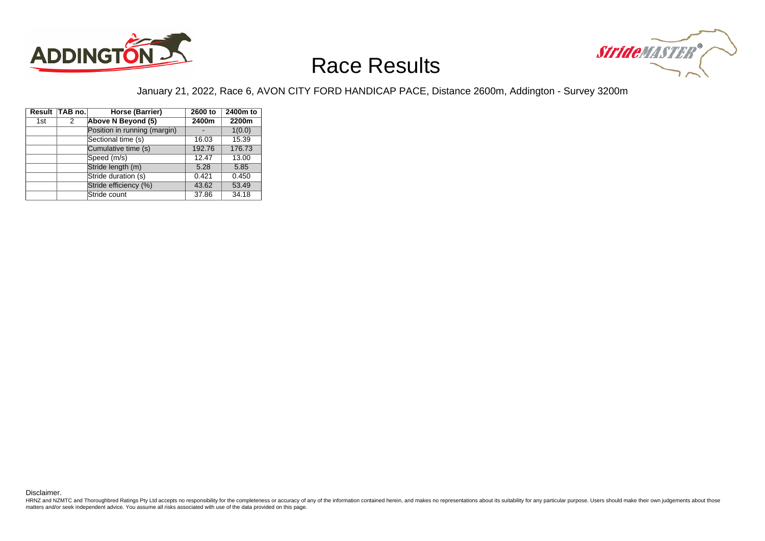# Race Results

January 21, 2022, Race 6, AVON CITY FORD HANDICAP PACE, Distance 2600m, Addington - Survey 3200m

| Result | TAB no. | Horse (Barrier) | 2600 to 2400m | 2400m to 2200m |
|---|---|---|---|---|
| 1st | 2 | **Above N Beyond (5)** | | |
| | | Position in running (margin) | - | 1(0.0) |
| | | Sectional time (s) | 16.03 | 15.39 |
| | | Cumulative time (s) | 192.76 | 176.73 |
| | | Speed (m/s) | 12.47 | 13.00 |
| | | Stride length (m) | 5.28 | 5.85 |
| | | Stride duration (s) | 0.421 | 0.450 |
| | | Stride efficiency (%) | 43.62 | 53.49 |
| | | Stride count | 37.86 | 34.18 |

Disclaimer.

HRNZ and NZMTC and Thoroughbred Ratings Pty Ltd accepts no responsibility for the completeness or accuracy of any of the information contained herein, and makes no representations about its suitability for any particular purpose. Users should make their own judgements about those matters and/or seek independent advice. You assume all risks associated with use of the data provided on this page.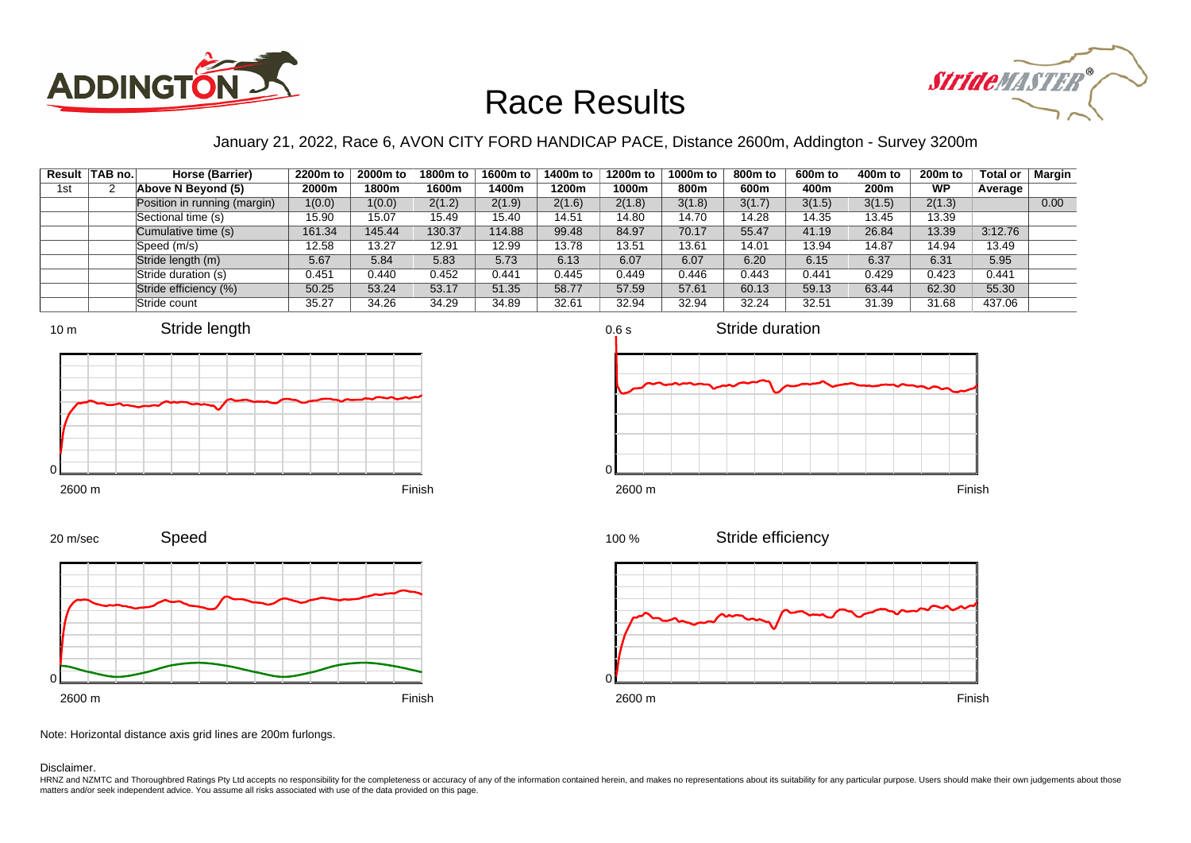# Race Results

January 21, 2022, Race 6, AVON CITY FORD HANDICAP PACE, Distance 2600m, Addington - Survey 3200m

| Result | TAB no. | Horse (Barrier) | 2200m to 2000m | 2000m to 1800m | 1800m to 1600m | 1600m to 1400m | 1400m to 1200m | 1200m to 1000m | 1000m to 800m | 800m to 600m | 600m to 400m | 400m to 200m | 200m to WP | Total or Average | Margin |
|---|---|---|---|---|---|---|---|---|---|---|---|---|---|---|---|
| 1st | 2 | **Above N Beyond (5)** | | | | | | | | | | | | | |
| | | Position in running (margin) | 1(0.0) | 1(0.0) | 2(1.2) | 2(1.9) | 2(1.6) | 2(1.8) | 3(1.8) | 3(1.7) | 3(1.5) | 3(1.5) | 2(1.3) | | 0.00 |
| | | Sectional time (s) | 15.90 | 15.07 | 15.49 | 15.40 | 14.51 | 14.80 | 14.70 | 14.28 | 14.35 | 13.45 | 13.39 | | |
| | | Cumulative time (s) | 161.34 | 145.44 | 130.37 | 114.88 | 99.48 | 84.97 | 70.17 | 55.47 | 41.19 | 26.84 | 13.39 | 3:12.76 | |
| | | Speed (m/s) | 12.58 | 13.27 | 12.91 | 12.99 | 13.78 | 13.51 | 13.61 | 14.01 | 13.94 | 14.87 | 14.94 | 13.49 | |
| | | Stride length (m) | 5.67 | 5.84 | 5.83 | 5.73 | 6.13 | 6.07 | 6.07 | 6.20 | 6.15 | 6.37 | 6.31 | 5.95 | |
| | | Stride duration (s) | 0.451 | 0.440 | 0.452 | 0.441 | 0.445 | 0.449 | 0.446 | 0.443 | 0.441 | 0.429 | 0.423 | 0.441 | |
| | | Stride efficiency (%) | 50.25 | 53.24 | 53.17 | 51.35 | 58.77 | 57.59 | 57.61 | 60.13 | 59.13 | 63.44 | 62.30 | 55.30 | |
| | | Stride count | 35.27 | 34.26 | 34.29 | 34.89 | 32.61 | 32.94 | 32.94 | 32.24 | 32.51 | 31.39 | 31.68 | 437.06 | |

Note: Horizontal distance axis grid lines are 200m furlongs.

Disclaimer.

HRNZ and NZMTC and Thoroughbred Ratings Pty Ltd accepts no responsibility for the completeness or accuracy of any of the information contained herein, and makes no representations about its suitability for any particular purpose. Users should make their own judgements about those matters and/or seek independent advice. You assume all risks associated with use of the data provided on this page.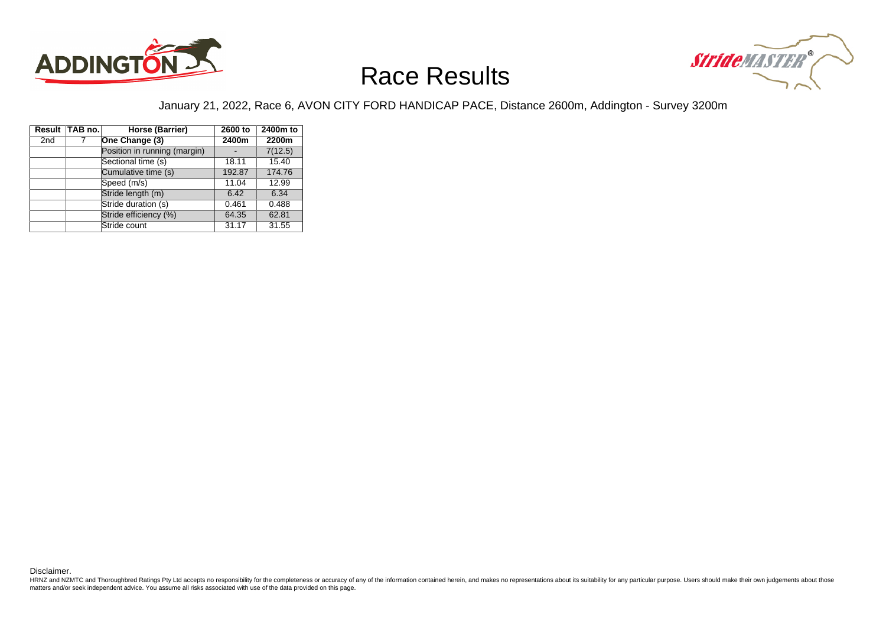# Race Results

January 21, 2022, Race 6, AVON CITY FORD HANDICAP PACE, Distance 2600m, Addington - Survey 3200m

| Result | TAB no. | Horse (Barrier) | 2600 to 2400m | 2400m to 2200m |
|---|---|---|---|---|
| 2nd | 7 | **One Change (3)** | | |
| | | Position in running (margin) | - | 7(12.5) |
| | | Sectional time (s) | 18.11 | 15.40 |
| | | Cumulative time (s) | 192.87 | 174.76 |
| | | Speed (m/s) | 11.04 | 12.99 |
| | | Stride length (m) | 6.42 | 6.34 |
| | | Stride duration (s) | 0.461 | 0.488 |
| | | Stride efficiency (%) | 64.35 | 62.81 |
| | | Stride count | 31.17 | 31.55 |

Disclaimer.

HRNZ and NZMTC and Thoroughbred Ratings Pty Ltd accepts no responsibility for the completeness or accuracy of any of the information contained herein, and makes no representations about its suitability for any particular purpose. Users should make their own judgements about those matters and/or seek independent advice. You assume all risks associated with use of the data provided on this page.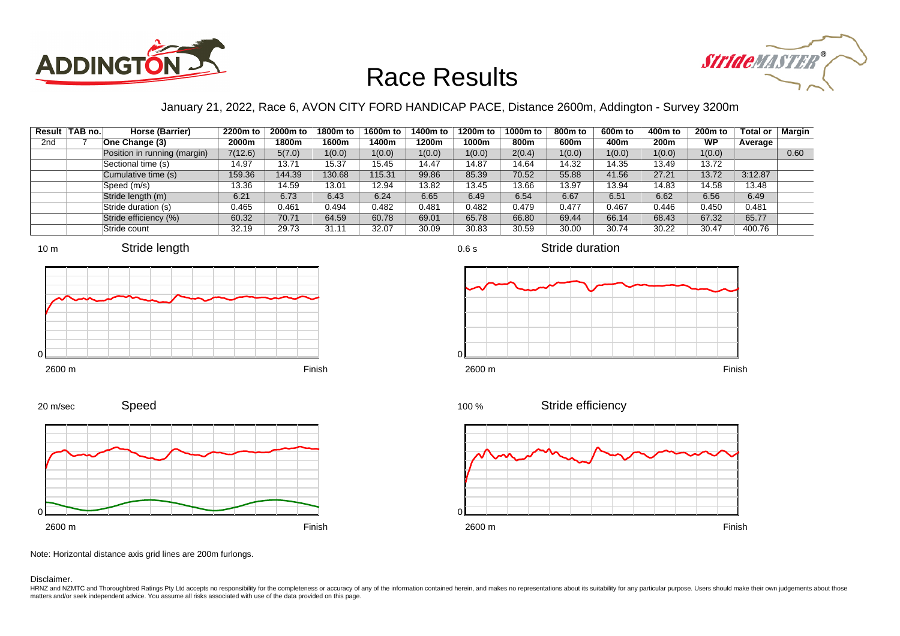# Race Results

January 21, 2022, Race 6, AVON CITY FORD HANDICAP PACE, Distance 2600m, Addington - Survey 3200m

| Result | TAB no. | Horse (Barrier) | 2200m to 2000m | 2000m to 1800m | 1800m to 1600m | 1600m to 1400m | 1400m to 1200m | 1200m to 1000m | 1000m to 800m | 800m to 600m | 600m to 400m | 400m to 200m | 200m to WP | Total or Average | Margin |
|---|---|---|---|---|---|---|---|---|---|---|---|---|---|---|---|
| 2nd | 7 | One Change (3) | | | | | | | | | | | | | |
| | | Position in running (margin) | 7(12.6) | 5(7.0) | 1(0.0) | 1(0.0) | 1(0.0) | 1(0.0) | 2(0.4) | 1(0.0) | 1(0.0) | 1(0.0) | 1(0.0) | | 0.60 |
| | | Sectional time (s) | 14.97 | 13.71 | 15.37 | 15.45 | 14.47 | 14.87 | 14.64 | 14.32 | 14.35 | 13.49 | 13.72 | | |
| | | Cumulative time (s) | 159.36 | 144.39 | 130.68 | 115.31 | 99.86 | 85.39 | 70.52 | 55.88 | 41.56 | 27.21 | 13.72 | 3:12.87 | |
| | | Speed (m/s) | 13.36 | 14.59 | 13.01 | 12.94 | 13.82 | 13.45 | 13.66 | 13.97 | 13.94 | 14.83 | 14.58 | 13.48 | |
| | | Stride length (m) | 6.21 | 6.73 | 6.43 | 6.24 | 6.65 | 6.49 | 6.54 | 6.67 | 6.51 | 6.62 | 6.56 | 6.49 | |
| | | Stride duration (s) | 0.465 | 0.461 | 0.494 | 0.482 | 0.481 | 0.482 | 0.479 | 0.477 | 0.467 | 0.446 | 0.450 | 0.481 | |
| | | Stride efficiency (%) | 60.32 | 70.71 | 64.59 | 60.78 | 69.01 | 65.78 | 66.80 | 69.44 | 66.14 | 68.43 | 67.32 | 65.77 | |
| | | Stride count | 32.19 | 29.73 | 31.11 | 32.07 | 30.09 | 30.83 | 30.59 | 30.00 | 30.74 | 30.22 | 30.47 | 400.76 | |

Stride length (10 m scale; 2600 m to Finish)

Stride duration (0.6 s scale; 2600 m to Finish)

Speed (20 m/sec scale; 2600 m to Finish)

Stride efficiency (100 % scale; 2600 m to Finish)

Note: Horizontal distance axis grid lines are 200m furlongs.

Disclaimer.

HRNZ and NZMTC and Thoroughbred Ratings Pty Ltd accepts no responsibility for the completeness or accuracy of any of the information contained herein, and makes no representations about its suitability for any particular purpose. Users should make their own judgements about those matters and/or seek independent advice. You assume all risks associated with use of the data provided on this page.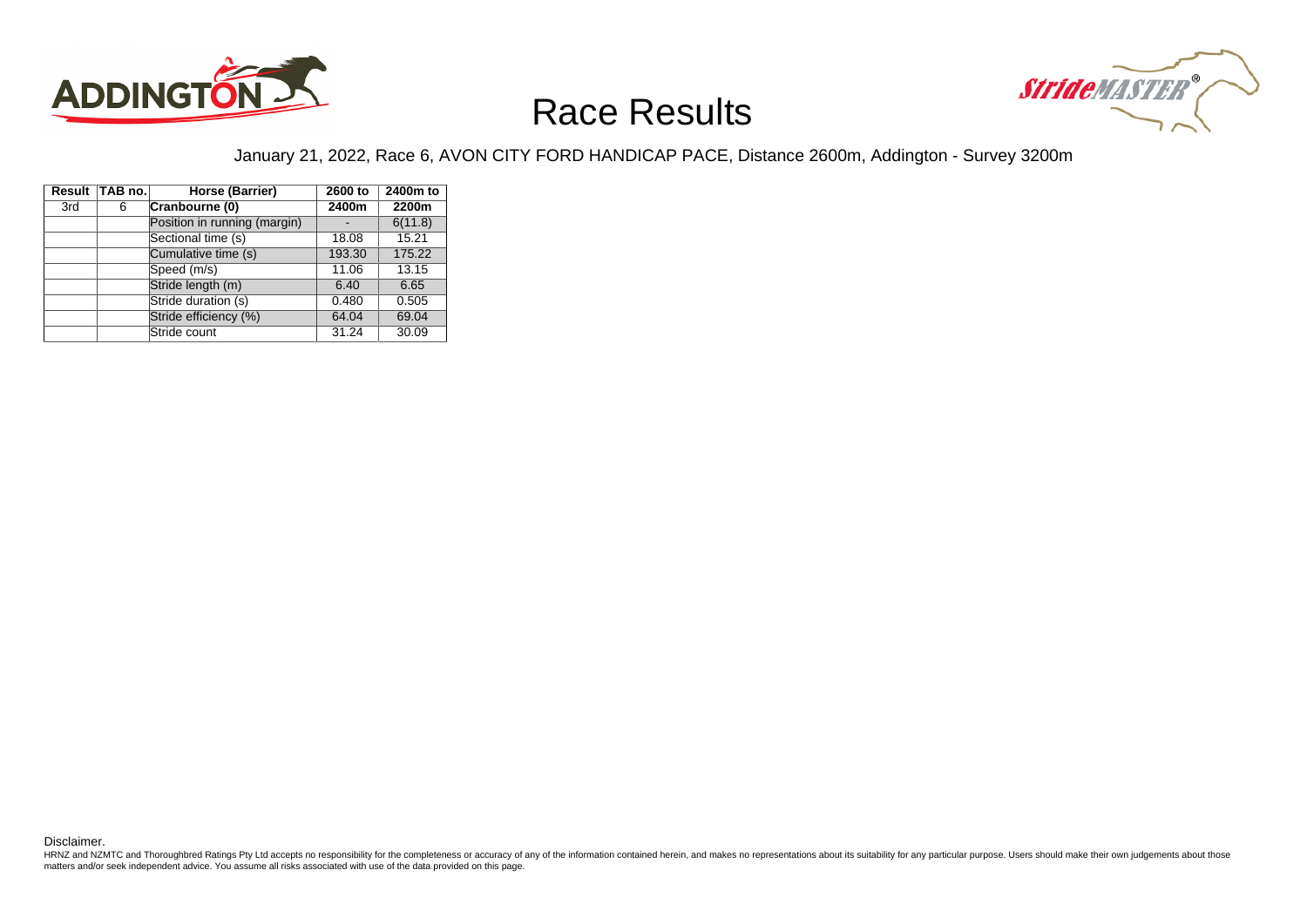# Race Results

January 21, 2022, Race 6, AVON CITY FORD HANDICAP PACE, Distance 2600m, Addington - Survey 3200m

| Result | TAB no. | Horse (Barrier) | 2600 to 2400m | 2400m to 2200m |
|---|---|---|---|---|
| 3rd | 6 | **Cranbourne (0)** | | |
| | | Position in running (margin) | - | 6(11.8) |
| | | Sectional time (s) | 18.08 | 15.21 |
| | | Cumulative time (s) | 193.30 | 175.22 |
| | | Speed (m/s) | 11.06 | 13.15 |
| | | Stride length (m) | 6.40 | 6.65 |
| | | Stride duration (s) | 0.480 | 0.505 |
| | | Stride efficiency (%) | 64.04 | 69.04 |
| | | Stride count | 31.24 | 30.09 |

Disclaimer.

HRNZ and NZMTC and Thoroughbred Ratings Pty Ltd accepts no responsibility for the completeness or accuracy of any of the information contained herein, and makes no representations about its suitability for any particular purpose. Users should make their own judgements about those matters and/or seek independent advice. You assume all risks associated with use of the data provided on this page.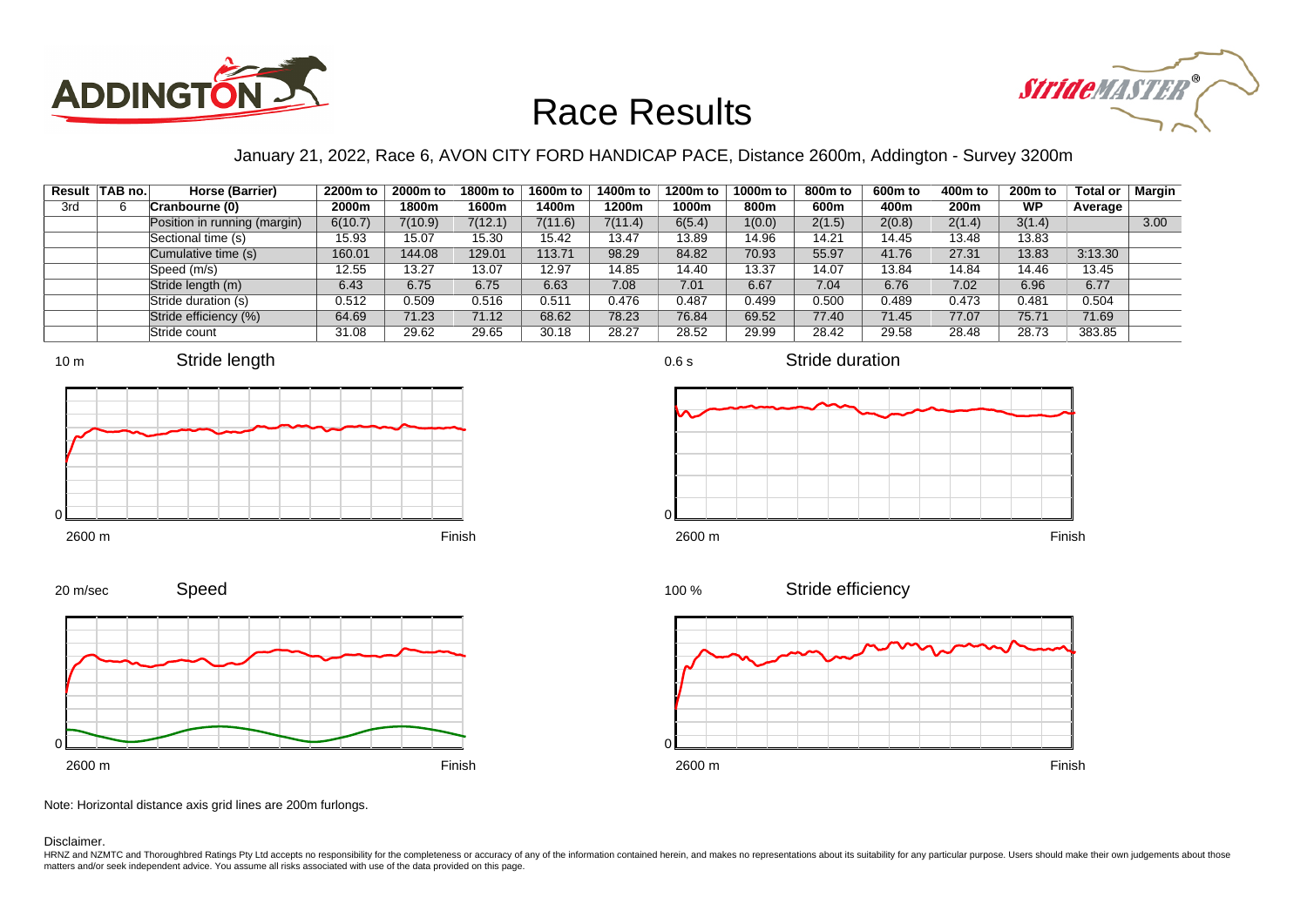# Race Results

January 21, 2022, Race 6, AVON CITY FORD HANDICAP PACE, Distance 2600m, Addington - Survey 3200m

| Result | TAB no. | Horse (Barrier) | 2200m to 2000m | 2000m to 1800m | 1800m to 1600m | 1600m to 1400m | 1400m to 1200m | 1200m to 1000m | 1000m to 800m | 800m to 600m | 600m to 400m | 400m to 200m | 200m to WP | Total or Average | Margin |
|---|---|---|---|---|---|---|---|---|---|---|---|---|---|---|---|
| 3rd | 6 | Cranbourne (0) | | | | | | | | | | | | | |
| | | Position in running (margin) | 6(10.7) | 7(10.9) | 7(12.1) | 7(11.6) | 7(11.4) | 6(5.4) | 1(0.0) | 2(1.5) | 2(0.8) | 2(1.4) | 3(1.4) | | 3.00 |
| | | Sectional time (s) | 15.93 | 15.07 | 15.30 | 15.42 | 13.47 | 13.89 | 14.96 | 14.21 | 14.45 | 13.48 | 13.83 | | |
| | | Cumulative time (s) | 160.01 | 144.08 | 129.01 | 113.71 | 98.29 | 84.82 | 70.93 | 55.97 | 41.76 | 27.31 | 13.83 | 3:13.30 | |
| | | Speed (m/s) | 12.55 | 13.27 | 13.07 | 12.97 | 14.85 | 14.40 | 13.37 | 14.07 | 13.84 | 14.84 | 14.46 | 13.45 | |
| | | Stride length (m) | 6.43 | 6.75 | 6.75 | 6.63 | 7.08 | 7.01 | 6.67 | 7.04 | 6.76 | 7.02 | 6.96 | 6.77 | |
| | | Stride duration (s) | 0.512 | 0.509 | 0.516 | 0.511 | 0.476 | 0.487 | 0.499 | 0.500 | 0.489 | 0.473 | 0.481 | 0.504 | |
| | | Stride efficiency (%) | 64.69 | 71.23 | 71.12 | 68.62 | 78.23 | 76.84 | 69.52 | 77.40 | 71.45 | 77.07 | 75.71 | 71.69 | |
| | | Stride count | 31.08 | 29.62 | 29.65 | 30.18 | 28.27 | 28.52 | 29.99 | 28.42 | 29.58 | 28.48 | 28.73 | 383.85 | |

Stride length (10 m scale; 2600 m to Finish)

Stride duration (0.6 s scale; 2600 m to Finish)

Speed (20 m/sec scale; 2600 m to Finish)

Stride efficiency (100 % scale; 2600 m to Finish)

Note: Horizontal distance axis grid lines are 200m furlongs.

Disclaimer.

HRNZ and NZMTC and Thoroughbred Ratings Pty Ltd accepts no responsibility for the completeness or accuracy of any of the information contained herein, and makes no representations about its suitability for any particular purpose. Users should make their own judgements about those matters and/or seek independent advice. You assume all risks associated with use of the data provided on this page.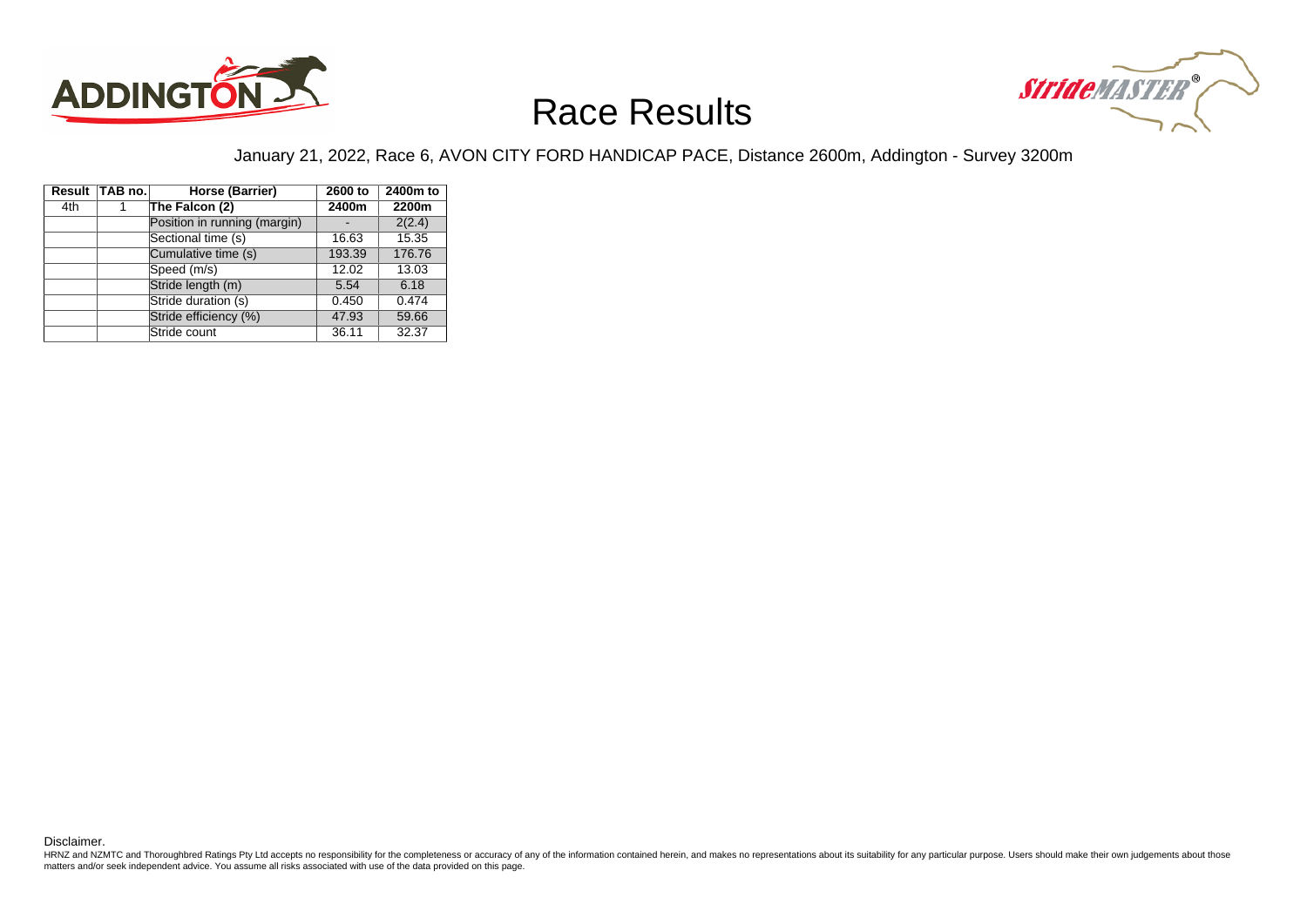# Race Results

January 21, 2022, Race 6, AVON CITY FORD HANDICAP PACE, Distance 2600m, Addington - Survey 3200m

| Result | TAB no. | Horse (Barrier) | 2600 to 2400m | 2400m to 2200m |
|---|---|---|---|---|
| 4th | 1 | **The Falcon (2)** | | |
| | | Position in running (margin) | - | 2(2.4) |
| | | Sectional time (s) | 16.63 | 15.35 |
| | | Cumulative time (s) | 193.39 | 176.76 |
| | | Speed (m/s) | 12.02 | 13.03 |
| | | Stride length (m) | 5.54 | 6.18 |
| | | Stride duration (s) | 0.450 | 0.474 |
| | | Stride efficiency (%) | 47.93 | 59.66 |
| | | Stride count | 36.11 | 32.37 |

Disclaimer.

HRNZ and NZMTC and Thoroughbred Ratings Pty Ltd accepts no responsibility for the completeness or accuracy of any of the information contained herein, and makes no representations about its suitability for any particular purpose. Users should make their own judgements about those matters and/or seek independent advice. You assume all risks associated with use of the data provided on this page.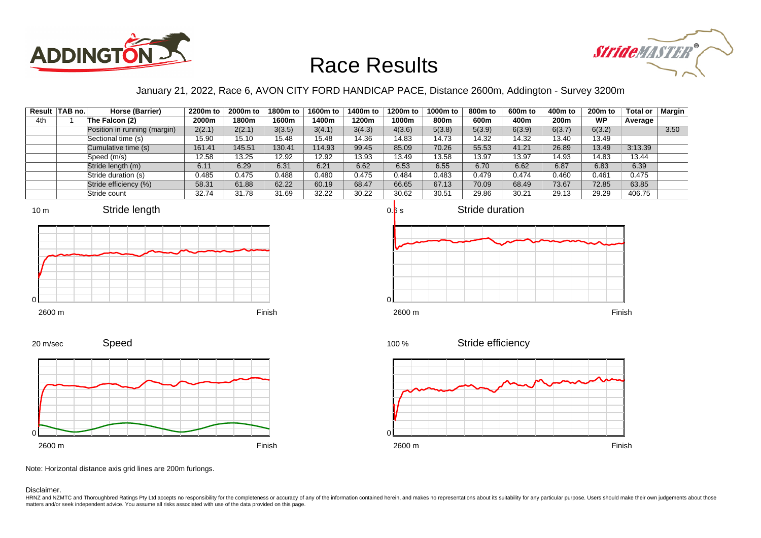# Race Results

January 21, 2022, Race 6, AVON CITY FORD HANDICAP PACE, Distance 2600m, Addington - Survey 3200m

| Result | TAB no. | Horse (Barrier) | 2200m to 2000m | 2000m to 1800m | 1800m to 1600m | 1600m to 1400m | 1400m to 1200m | 1200m to 1000m | 1000m to 800m | 800m to 600m | 600m to 400m | 400m to 200m | 200m to WP | Total or Average | Margin |
|---|---|---|---|---|---|---|---|---|---|---|---|---|---|---|---|
| 4th | 1 | The Falcon (2) | | | | | | | | | | | | | |
| | | Position in running (margin) | 2(2.1) | 2(2.1) | 3(3.5) | 3(4.1) | 3(4.3) | 4(3.6) | 5(3.8) | 5(3.9) | 6(3.9) | 6(3.7) | 6(3.2) | | 3.50 |
| | | Sectional time (s) | 15.90 | 15.10 | 15.48 | 15.48 | 14.36 | 14.83 | 14.73 | 14.32 | 14.32 | 13.40 | 13.49 | | |
| | | Cumulative time (s) | 161.41 | 145.51 | 130.41 | 114.93 | 99.45 | 85.09 | 70.26 | 55.53 | 41.21 | 26.89 | 13.49 | 3:13.39 | |
| | | Speed (m/s) | 12.58 | 13.25 | 12.92 | 12.92 | 13.93 | 13.49 | 13.58 | 13.97 | 13.97 | 14.93 | 14.83 | 13.44 | |
| | | Stride length (m) | 6.11 | 6.29 | 6.31 | 6.21 | 6.62 | 6.53 | 6.55 | 6.70 | 6.62 | 6.87 | 6.83 | 6.39 | |
| | | Stride duration (s) | 0.485 | 0.475 | 0.488 | 0.480 | 0.475 | 0.484 | 0.483 | 0.479 | 0.474 | 0.460 | 0.461 | 0.475 | |
| | | Stride efficiency (%) | 58.31 | 61.88 | 62.22 | 60.19 | 68.47 | 66.65 | 67.13 | 70.09 | 68.49 | 73.67 | 72.85 | 63.85 | |
| | | Stride count | 32.74 | 31.78 | 31.69 | 32.22 | 30.22 | 30.62 | 30.51 | 29.86 | 30.21 | 29.13 | 29.29 | 406.75 | |

Note: Horizontal distance axis grid lines are 200m furlongs.

Disclaimer.

HRNZ and NZMTC and Thoroughbred Ratings Pty Ltd accepts no responsibility for the completeness or accuracy of any of the information contained herein, and makes no representations about its suitability for any particular purpose. Users should make their own judgements about those matters and/or seek independent advice. You assume all risks associated with use of the data provided on this page.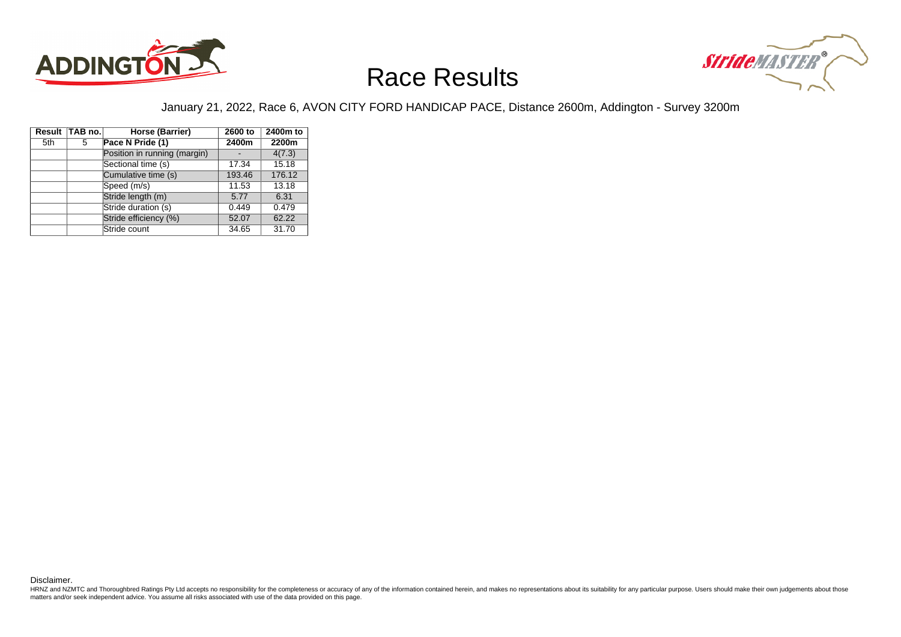# Race Results

January 21, 2022, Race 6, AVON CITY FORD HANDICAP PACE, Distance 2600m, Addington - Survey 3200m

| Result | TAB no. | Horse (Barrier) | 2600 to 2400m | 2400m to 2200m |
|---|---|---|---|---|
| 5th | 5 | **Pace N Pride (1)** | | |
| | | Position in running (margin) | - | 4(7.3) |
| | | Sectional time (s) | 17.34 | 15.18 |
| | | Cumulative time (s) | 193.46 | 176.12 |
| | | Speed (m/s) | 11.53 | 13.18 |
| | | Stride length (m) | 5.77 | 6.31 |
| | | Stride duration (s) | 0.449 | 0.479 |
| | | Stride efficiency (%) | 52.07 | 62.22 |
| | | Stride count | 34.65 | 31.70 |

Disclaimer.

HRNZ and NZMTC and Thoroughbred Ratings Pty Ltd accepts no responsibility for the completeness or accuracy of any of the information contained herein, and makes no representations about its suitability for any particular purpose. Users should make their own judgements about those matters and/or seek independent advice. You assume all risks associated with use of the data provided on this page.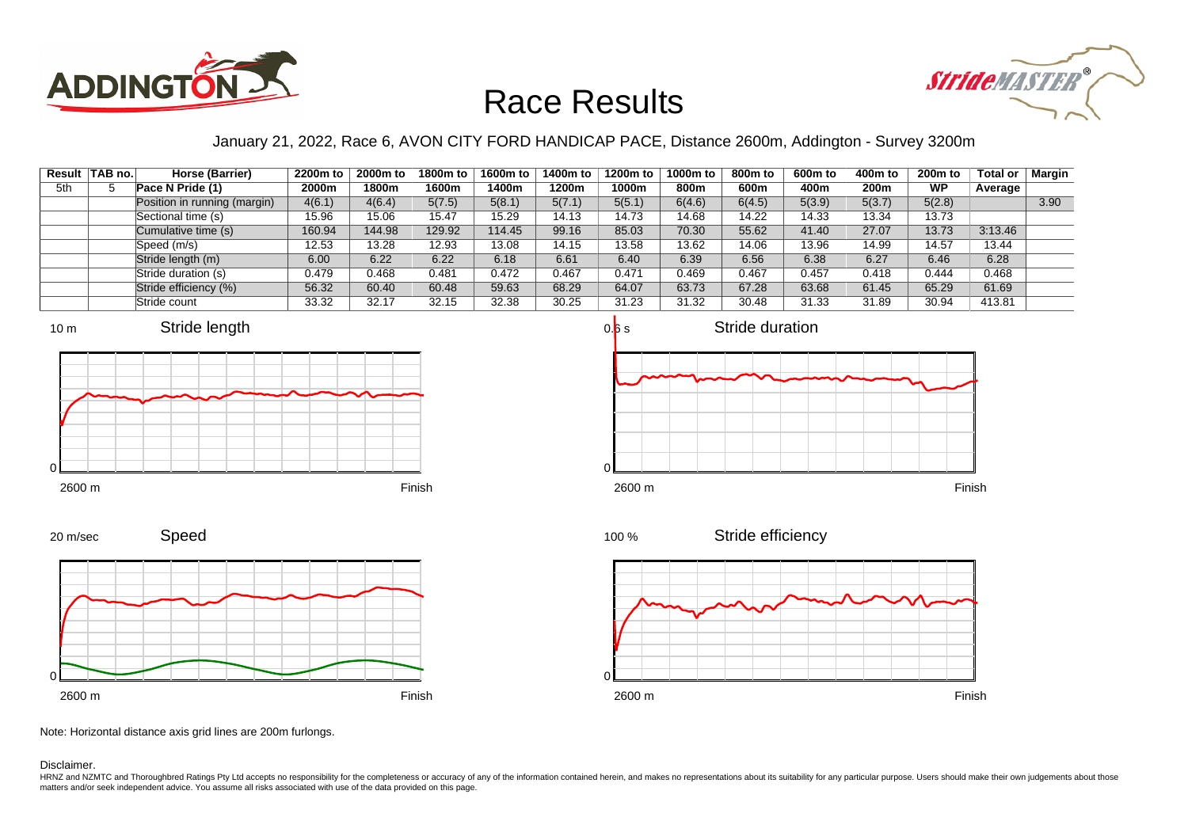# Race Results

January 21, 2022, Race 6, AVON CITY FORD HANDICAP PACE, Distance 2600m, Addington - Survey 3200m

| Result | TAB no. | Horse (Barrier) | 2200m to 2000m | 2000m to 1800m | 1800m to 1600m | 1600m to 1400m | 1400m to 1200m | 1200m to 1000m | 1000m to 800m | 800m to 600m | 600m to 400m | 400m to 200m | 200m to WP | Total or Average | Margin |
|---|---|---|---|---|---|---|---|---|---|---|---|---|---|---|---|
| 5th | 5 | Pace N Pride (1) | | | | | | | | | | | | | |
| | | Position in running (margin) | 4(6.1) | 4(6.4) | 5(7.5) | 5(8.1) | 5(7.1) | 5(5.1) | 6(4.6) | 6(4.5) | 5(3.9) | 5(3.7) | 5(2.8) | | 3.90 |
| | | Sectional time (s) | 15.96 | 15.06 | 15.47 | 15.29 | 14.13 | 14.73 | 14.68 | 14.22 | 14.33 | 13.34 | 13.73 | | |
| | | Cumulative time (s) | 160.94 | 144.98 | 129.92 | 114.45 | 99.16 | 85.03 | 70.30 | 55.62 | 41.40 | 27.07 | 13.73 | 3:13.46 | |
| | | Speed (m/s) | 12.53 | 13.28 | 12.93 | 13.08 | 14.15 | 13.58 | 13.62 | 14.06 | 13.96 | 14.99 | 14.57 | 13.44 | |
| | | Stride length (m) | 6.00 | 6.22 | 6.22 | 6.18 | 6.61 | 6.40 | 6.39 | 6.56 | 6.38 | 6.27 | 6.46 | 6.28 | |
| | | Stride duration (s) | 0.479 | 0.468 | 0.481 | 0.472 | 0.467 | 0.471 | 0.469 | 0.467 | 0.457 | 0.418 | 0.444 | 0.468 | |
| | | Stride efficiency (%) | 56.32 | 60.40 | 60.48 | 59.63 | 68.29 | 64.07 | 63.73 | 67.28 | 63.68 | 61.45 | 65.29 | 61.69 | |
| | | Stride count | 33.32 | 32.17 | 32.15 | 32.38 | 30.25 | 31.23 | 31.32 | 30.48 | 31.33 | 31.89 | 30.94 | 413.81 | |

Note: Horizontal distance axis grid lines are 200m furlongs.

Disclaimer.

HRNZ and NZMTC and Thoroughbred Ratings Pty Ltd accepts no responsibility for the completeness or accuracy of any of the information contained herein, and makes no representations about its suitability for any particular purpose. Users should make their own judgements about those matters and/or seek independent advice. You assume all risks associated with use of the data provided on this page.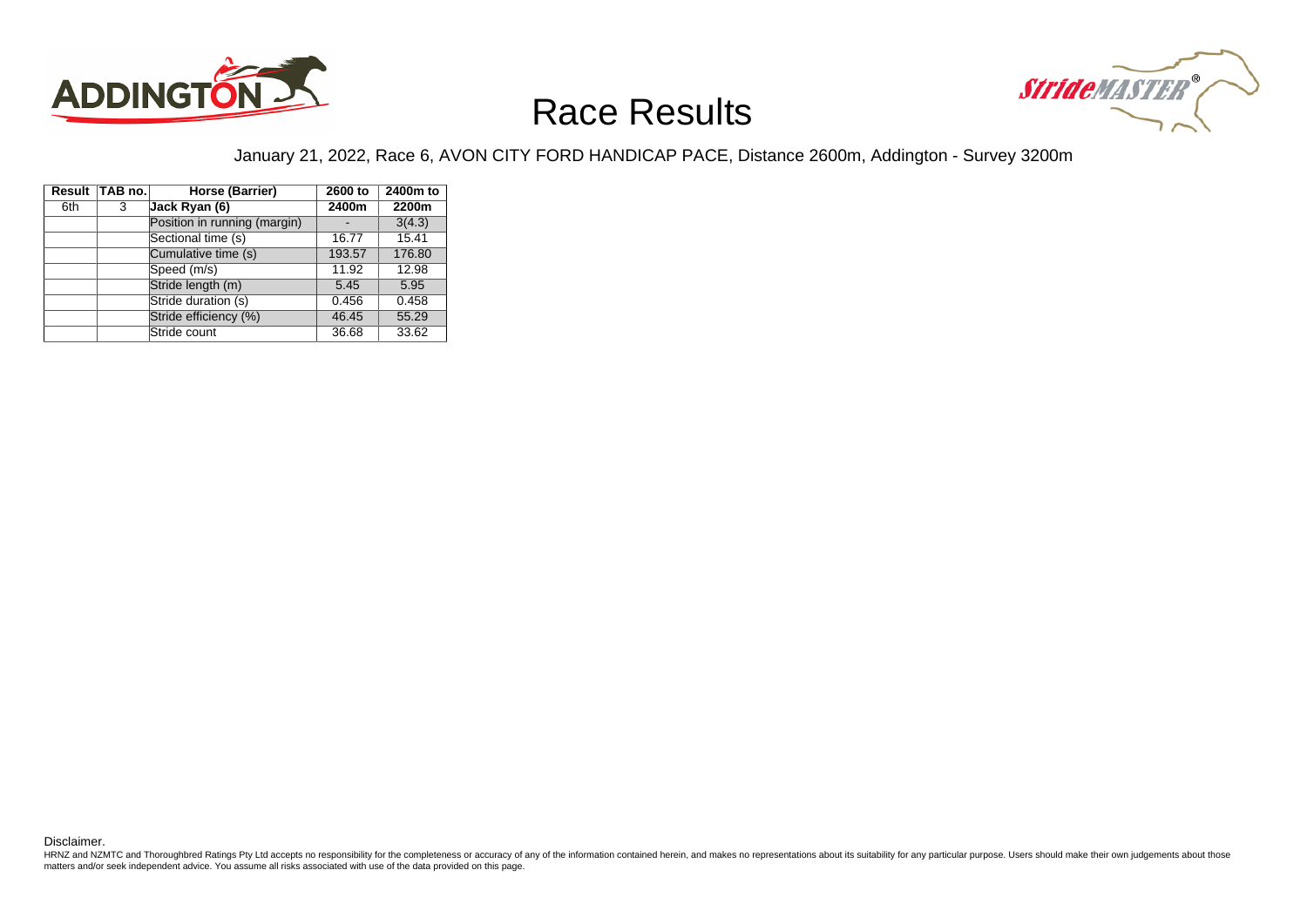# Race Results

January 21, 2022, Race 6, AVON CITY FORD HANDICAP PACE, Distance 2600m, Addington - Survey 3200m

| Result | TAB no. | Horse (Barrier) | 2600 to 2400m | 2400m to 2200m |
|---|---|---|---|---|
| 6th | 3 | **Jack Ryan (6)** | | |
| | | Position in running (margin) | - | 3(4.3) |
| | | Sectional time (s) | 16.77 | 15.41 |
| | | Cumulative time (s) | 193.57 | 176.80 |
| | | Speed (m/s) | 11.92 | 12.98 |
| | | Stride length (m) | 5.45 | 5.95 |
| | | Stride duration (s) | 0.456 | 0.458 |
| | | Stride efficiency (%) | 46.45 | 55.29 |
| | | Stride count | 36.68 | 33.62 |

Disclaimer.

HRNZ and NZMTC and Thoroughbred Ratings Pty Ltd accepts no responsibility for the completeness or accuracy of any of the information contained herein, and makes no representations about its suitability for any particular purpose. Users should make their own judgements about those matters and/or seek independent advice. You assume all risks associated with use of the data provided on this page.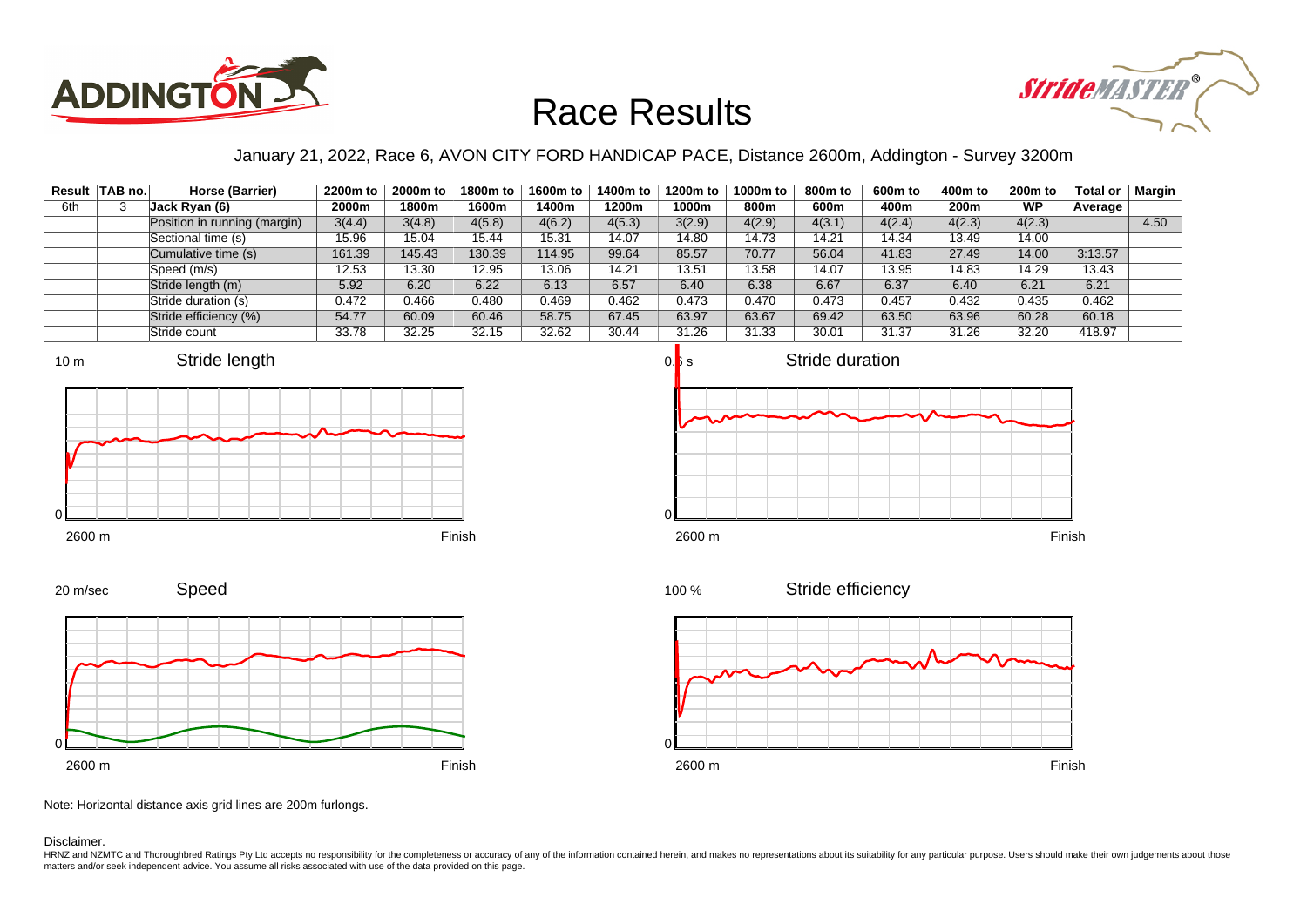# Race Results

January 21, 2022, Race 6, AVON CITY FORD HANDICAP PACE, Distance 2600m, Addington - Survey 3200m

| Result | TAB no. | Horse (Barrier) | 2200m to 2000m | 2000m to 1800m | 1800m to 1600m | 1600m to 1400m | 1400m to 1200m | 1200m to 1000m | 1000m to 800m | 800m to 600m | 600m to 400m | 400m to 200m | 200m to WP | Total or Average | Margin |
|---|---|---|---|---|---|---|---|---|---|---|---|---|---|---|---|
| 6th | 3 | Jack Ryan (6) | | | | | | | | | | | | | |
| | | Position in running (margin) | 3(4.4) | 3(4.8) | 4(5.8) | 4(6.2) | 4(5.3) | 3(2.9) | 4(2.9) | 4(3.1) | 4(2.4) | 4(2.3) | 4(2.3) | | 4.50 |
| | | Sectional time (s) | 15.96 | 15.04 | 15.44 | 15.31 | 14.07 | 14.80 | 14.73 | 14.21 | 14.34 | 13.49 | 14.00 | | |
| | | Cumulative time (s) | 161.39 | 145.43 | 130.39 | 114.95 | 99.64 | 85.57 | 70.77 | 56.04 | 41.83 | 27.49 | 14.00 | 3:13.57 | |
| | | Speed (m/s) | 12.53 | 13.30 | 12.95 | 13.06 | 14.21 | 13.51 | 13.58 | 14.07 | 13.95 | 14.83 | 14.29 | 13.43 | |
| | | Stride length (m) | 5.92 | 6.20 | 6.22 | 6.13 | 6.57 | 6.40 | 6.38 | 6.67 | 6.37 | 6.40 | 6.21 | 6.21 | |
| | | Stride duration (s) | 0.472 | 0.466 | 0.480 | 0.469 | 0.462 | 0.473 | 0.470 | 0.473 | 0.457 | 0.432 | 0.435 | 0.462 | |
| | | Stride efficiency (%) | 54.77 | 60.09 | 60.46 | 58.75 | 67.45 | 63.97 | 63.67 | 69.42 | 63.50 | 63.96 | 60.28 | 60.18 | |
| | | Stride count | 33.78 | 32.25 | 32.15 | 32.62 | 30.44 | 31.26 | 31.33 | 30.01 | 31.37 | 31.26 | 32.20 | 418.97 | |

Note: Horizontal distance axis grid lines are 200m furlongs.

Disclaimer.

HRNZ and NZMTC and Thoroughbred Ratings Pty Ltd accepts no responsibility for the completeness or accuracy of any of the information contained herein, and makes no representations about its suitability for any particular purpose. Users should make their own judgements about those matters and/or seek independent advice. You assume all risks associated with use of the data provided on this page.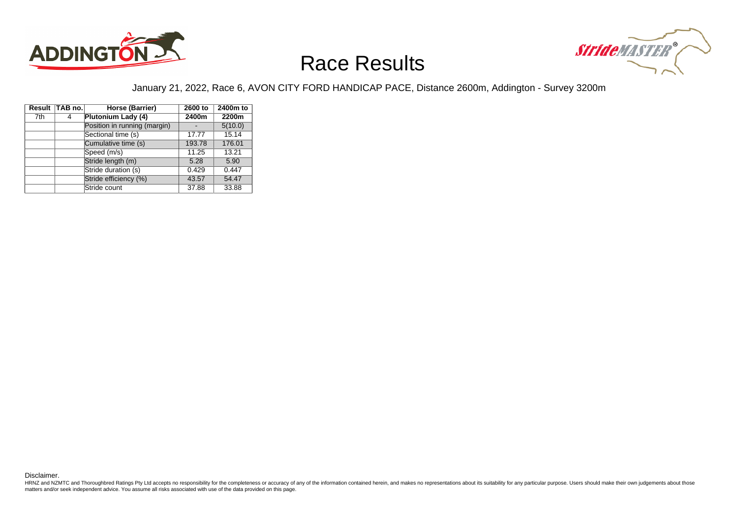# Race Results

January 21, 2022, Race 6, AVON CITY FORD HANDICAP PACE, Distance 2600m, Addington - Survey 3200m

| Result | TAB no. | Horse (Barrier) | 2600 to 2400m | 2400m to 2200m |
|---|---|---|---|---|
| 7th | 4 | **Plutonium Lady (4)** | | |
| | | Position in running (margin) | - | 5(10.0) |
| | | Sectional time (s) | 17.77 | 15.14 |
| | | Cumulative time (s) | 193.78 | 176.01 |
| | | Speed (m/s) | 11.25 | 13.21 |
| | | Stride length (m) | 5.28 | 5.90 |
| | | Stride duration (s) | 0.429 | 0.447 |
| | | Stride efficiency (%) | 43.57 | 54.47 |
| | | Stride count | 37.88 | 33.88 |

Disclaimer.

HRNZ and NZMTC and Thoroughbred Ratings Pty Ltd accepts no responsibility for the completeness or accuracy of any of the information contained herein, and makes no representations about its suitability for any particular purpose. Users should make their own judgements about those matters and/or seek independent advice. You assume all risks associated with use of the data provided on this page.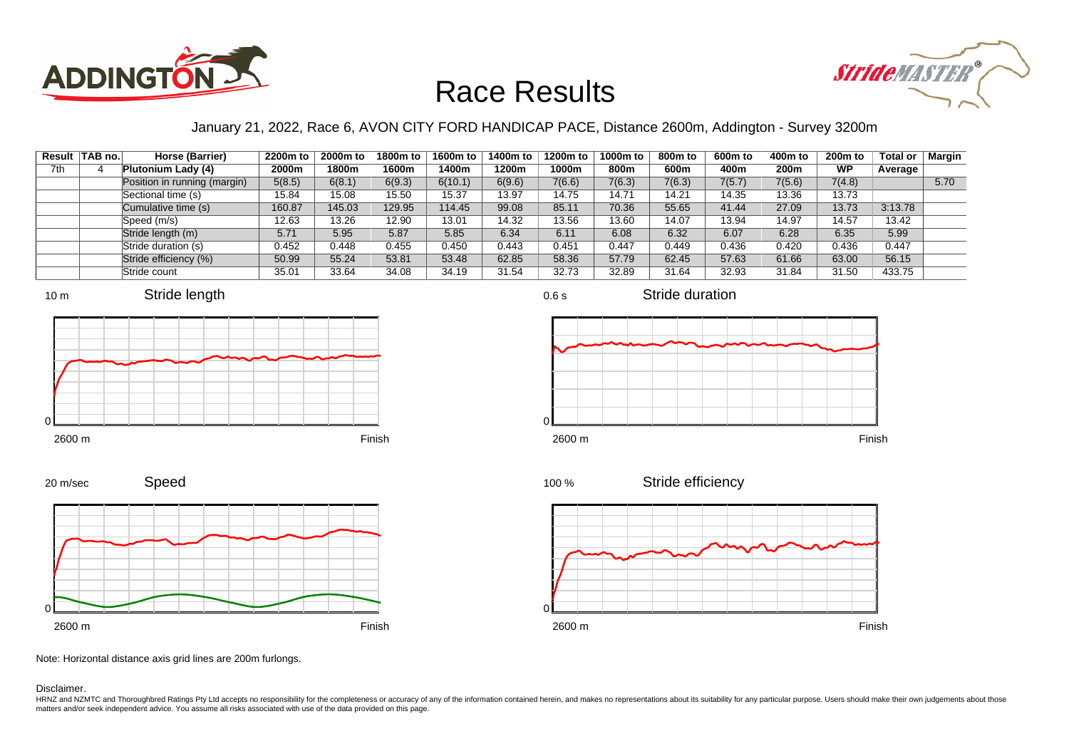# Race Results

January 21, 2022, Race 6, AVON CITY FORD HANDICAP PACE, Distance 2600m, Addington - Survey 3200m

| Result | TAB no. | Horse (Barrier) | 2200m to 2000m | 2000m to 1800m | 1800m to 1600m | 1600m to 1400m | 1400m to 1200m | 1200m to 1000m | 1000m to 800m | 800m to 600m | 600m to 400m | 400m to 200m | 200m to WP | Total or Average | Margin |
|---|---|---|---|---|---|---|---|---|---|---|---|---|---|---|---|
| 7th | 4 | **Plutonium Lady (4)** | | | | | | | | | | | | | |
| | | Position in running (margin) | 5(8.5) | 6(8.1) | 6(9.3) | 6(10.1) | 6(9.6) | 7(6.6) | 7(6.3) | 7(6.3) | 7(5.7) | 7(5.6) | 7(4.8) | | 5.70 |
| | | Sectional time (s) | 15.84 | 15.08 | 15.50 | 15.37 | 13.97 | 14.75 | 14.71 | 14.21 | 14.35 | 13.36 | 13.73 | | |
| | | Cumulative time (s) | 160.87 | 145.03 | 129.95 | 114.45 | 99.08 | 85.11 | 70.36 | 55.65 | 41.44 | 27.09 | 13.73 | 3:13.78 | |
| | | Speed (m/s) | 12.63 | 13.26 | 12.90 | 13.01 | 14.32 | 13.56 | 13.60 | 14.07 | 13.94 | 14.97 | 14.57 | 13.42 | |
| | | Stride length (m) | 5.71 | 5.95 | 5.87 | 5.85 | 6.34 | 6.11 | 6.08 | 6.32 | 6.07 | 6.28 | 6.35 | 5.99 | |
| | | Stride duration (s) | 0.452 | 0.448 | 0.455 | 0.450 | 0.443 | 0.451 | 0.447 | 0.449 | 0.436 | 0.420 | 0.436 | 0.447 | |
| | | Stride efficiency (%) | 50.99 | 55.24 | 53.81 | 53.48 | 62.85 | 58.36 | 57.79 | 62.45 | 57.63 | 61.66 | 63.00 | 56.15 | |
| | | Stride count | 35.01 | 33.64 | 34.08 | 34.19 | 31.54 | 32.73 | 32.89 | 31.64 | 32.93 | 31.84 | 31.50 | 433.75 | |

Stride length
10 m
0
2600 m
Finish

Stride duration
0.6 s
0
2600 m
Finish

Speed
20 m/sec
0
2600 m
Finish

Stride efficiency
100 %
0
2600 m
Finish

Note: Horizontal distance axis grid lines are 200m furlongs.

Disclaimer.

HRNZ and NZMTC and Thoroughbred Ratings Pty Ltd accepts no responsibility for the completeness or accuracy of any of the information contained herein, and makes no representations about its suitability for any particular purpose. Users should make their own judgements about those matters and/or seek independent advice. You assume all risks associated with use of the data provided on this page.